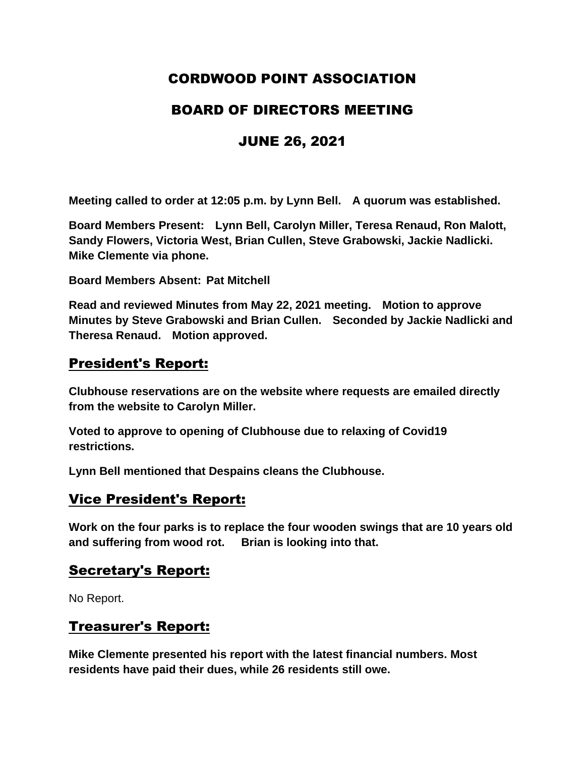# CORDWOOD POINT ASSOCIATION

# BOARD OF DIRECTORS MEETING

# JUNE 26, 2021

**Meeting called to order at 12:05 p.m. by Lynn Bell. A quorum was established.**

**Board Members Present: Lynn Bell, Carolyn Miller, Teresa Renaud, Ron Malott, Sandy Flowers, Victoria West, Brian Cullen, Steve Grabowski, Jackie Nadlicki. Mike Clemente via phone.**

**Board Members Absent: Pat Mitchell**

**Read and reviewed Minutes from May 22, 2021 meeting. Motion to approve Minutes by Steve Grabowski and Brian Cullen. Seconded by Jackie Nadlicki and Theresa Renaud. Motion approved.**

## President's Report:

**Clubhouse reservations are on the website where requests are emailed directly from the website to Carolyn Miller.**

**Voted to approve to opening of Clubhouse due to relaxing of Covid19 restrictions.**

**Lynn Bell mentioned that Despains cleans the Clubhouse.**

## Vice President's Report:

**Work on the four parks is to replace the four wooden swings that are 10 years old and suffering from wood rot. Brian is looking into that.**

## Secretary's Report:

No Report.

## Treasurer's Report:

**Mike Clemente presented his report with the latest financial numbers. Most residents have paid their dues, while 26 residents still owe.**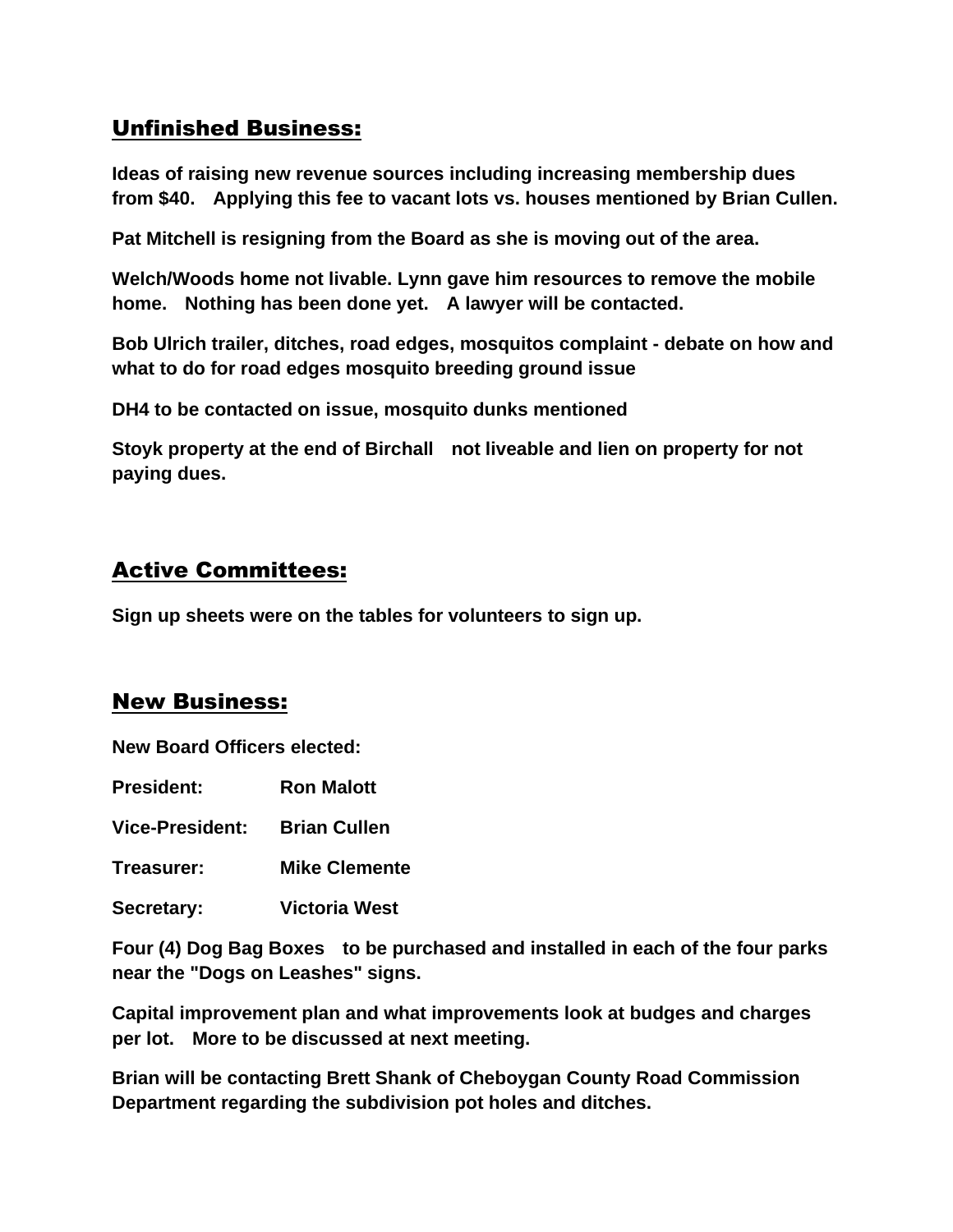## Unfinished Business:

**Ideas of raising new revenue sources including increasing membership dues from $40.  Applying this fee to vacant lots vs. houses mentioned by Brian Cullen.**

**Pat Mitchell is resigning from the Board as she is moving out of the area.**

**Welch/Woods home not livable. Lynn gave him resources to remove the mobile home.  Nothing has been done yet.  A lawyer will be contacted.**

**Bob Ulrich trailer, ditches, road edges, mosquitos complaint - debate on how and what to do for road edges mosquito breeding ground issue**

**DH4 to be contacted on issue, mosquito dunks mentioned**

**Stoyk property at the end of Birchall  not liveable and lien on property for not paying dues.**

## Active Committees:

**Sign up sheets were on the tables for volunteers to sign up.**

## New Business:

**New Board Officers elected:**

**President:** **Ron Malott**

**Vice-President:** **Brian Cullen**

**Treasurer:** **Mike Clemente**

**Secretary:** **Victoria West**

**Four (4) Dog Bag Boxes  to be purchased and installed in each of the four parks near the "Dogs on Leashes" signs.**

**Capital improvement plan and what improvements look at budges and charges per lot.  More to be discussed at next meeting.**

**Brian will be contacting Brett Shank of Cheboygan County Road Commission Department regarding the subdivision pot holes and ditches.**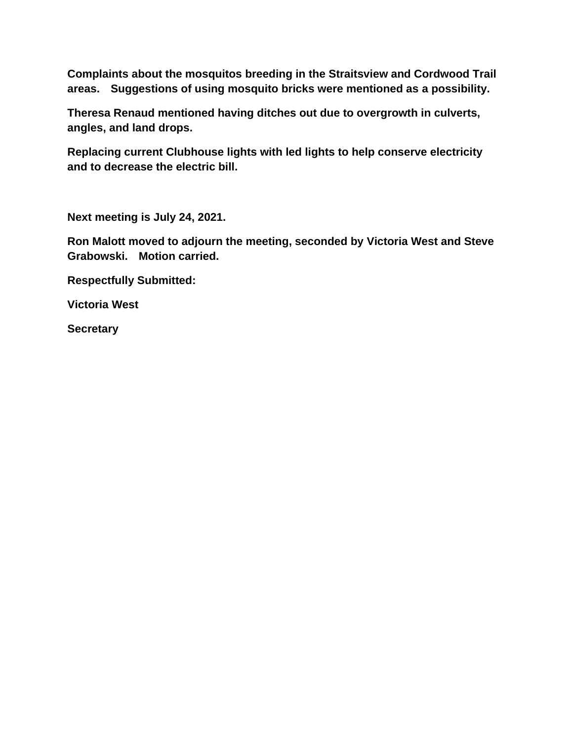**Complaints about the mosquitos breeding in the Straitsview and Cordwood Trail areas. Suggestions of using mosquito bricks were mentioned as a possibility.**

**Theresa Renaud mentioned having ditches out due to overgrowth in culverts, angles, and land drops.**

**Replacing current Clubhouse lights with led lights to help conserve electricity and to decrease the electric bill.**

**Next meeting is July 24, 2021.**

**Ron Malott moved to adjourn the meeting, seconded by Victoria West and Steve Grabowski. Motion carried.**

**Respectfully Submitted:**

**Victoria West**

**Secretary**